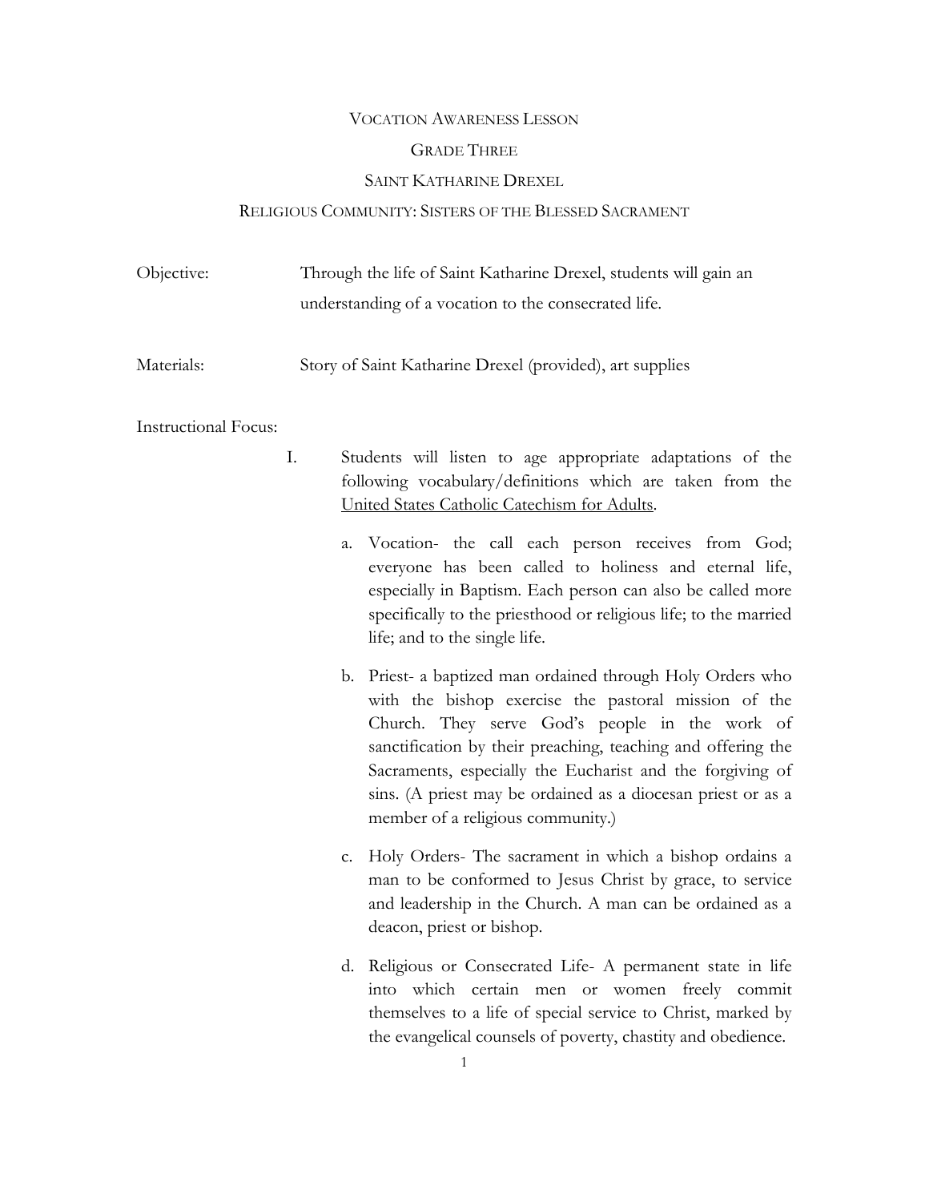# Vocation Awareness Lesson

## Grade Three

## Saint Katharine Drexel

## Religious Community: Sisters of the Blessed Sacrament

**Objective:** Through the life of Saint Katharine Drexel, students will gain an understanding of a vocation to the consecrated life.

**Materials:** Story of Saint Katharine Drexel (provided), art supplies

**Instructional Focus:**

I. Students will listen to age appropriate adaptations of the following vocabulary/definitions which are taken from the United States Catholic Catechism for Adults.

   a. Vocation- the call each person receives from God; everyone has been called to holiness and eternal life, especially in Baptism. Each person can also be called more specifically to the priesthood or religious life; to the married life; and to the single life.

   b. Priest- a baptized man ordained through Holy Orders who with the bishop exercise the pastoral mission of the Church. They serve God's people in the work of sanctification by their preaching, teaching and offering the Sacraments, especially the Eucharist and the forgiving of sins. (A priest may be ordained as a diocesan priest or as a member of a religious community.)

   c. Holy Orders- The sacrament in which a bishop ordains a man to be conformed to Jesus Christ by grace, to service and leadership in the Church. A man can be ordained as a deacon, priest or bishop.

   d. Religious or Consecrated Life- A permanent state in life into which certain men or women freely commit themselves to a life of special service to Christ, marked by the evangelical counsels of poverty, chastity and obedience.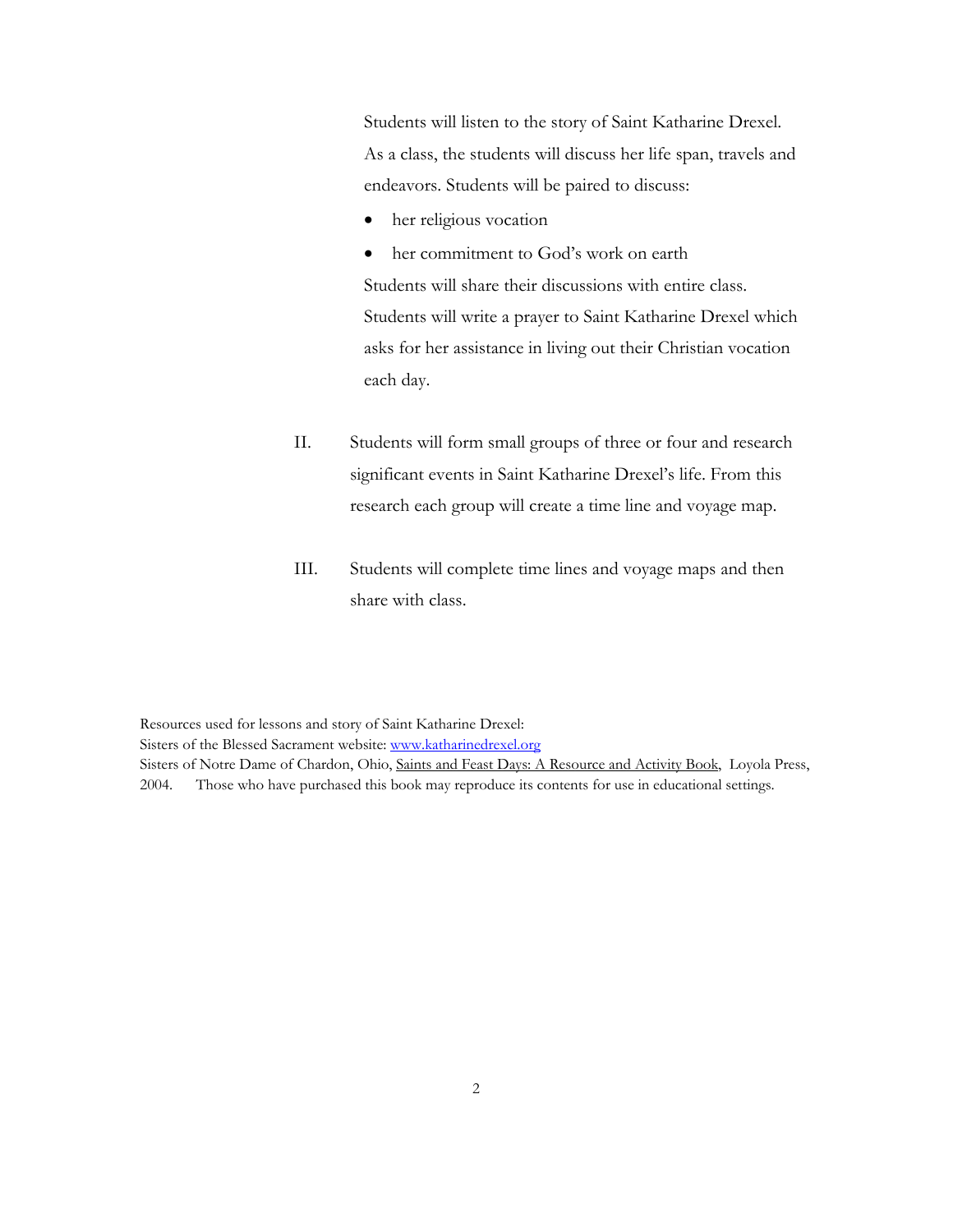Students will listen to the story of Saint Katharine Drexel. As a class, the students will discuss her life span, travels and endeavors. Students will be paired to discuss:

- her religious vocation
- her commitment to God's work on earth

Students will share their discussions with entire class. Students will write a prayer to Saint Katharine Drexel which asks for her assistance in living out their Christian vocation each day.

II. Students will form small groups of three or four and research significant events in Saint Katharine Drexel's life. From this research each group will create a time line and voyage map.

III. Students will complete time lines and voyage maps and then share with class.

Resources used for lessons and story of Saint Katharine Drexel:
Sisters of the Blessed Sacrament website: [www.katharinedrexel.org](http://www.katharinedrexel.org)
Sisters of Notre Dame of Chardon, Ohio, Saints and Feast Days: A Resource and Activity Book, Loyola Press, 2004. Those who have purchased this book may reproduce its contents for use in educational settings.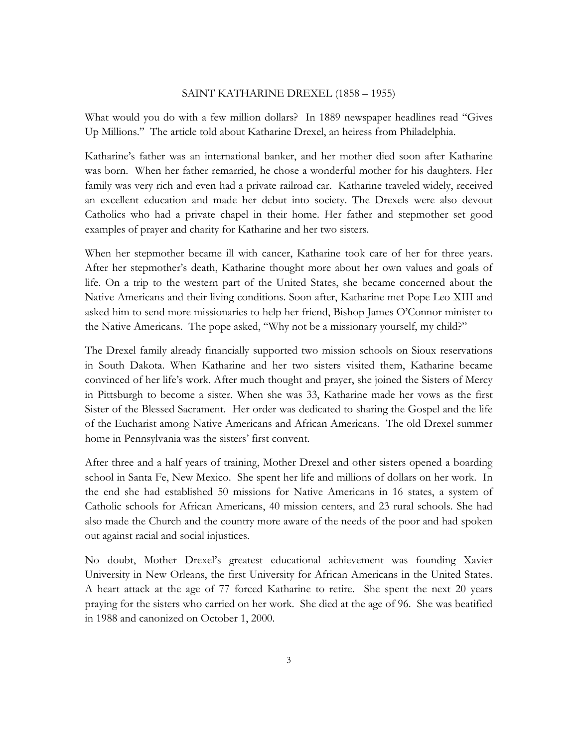# SAINT KATHARINE DREXEL (1858 – 1955)

What would you do with a few million dollars? In 1889 newspaper headlines read "Gives Up Millions." The article told about Katharine Drexel, an heiress from Philadelphia.

Katharine's father was an international banker, and her mother died soon after Katharine was born. When her father remarried, he chose a wonderful mother for his daughters. Her family was very rich and even had a private railroad car. Katharine traveled widely, received an excellent education and made her debut into society. The Drexels were also devout Catholics who had a private chapel in their home. Her father and stepmother set good examples of prayer and charity for Katharine and her two sisters.

When her stepmother became ill with cancer, Katharine took care of her for three years. After her stepmother's death, Katharine thought more about her own values and goals of life. On a trip to the western part of the United States, she became concerned about the Native Americans and their living conditions. Soon after, Katharine met Pope Leo XIII and asked him to send more missionaries to help her friend, Bishop James O'Connor minister to the Native Americans. The pope asked, "Why not be a missionary yourself, my child?"

The Drexel family already financially supported two mission schools on Sioux reservations in South Dakota. When Katharine and her two sisters visited them, Katharine became convinced of her life's work. After much thought and prayer, she joined the Sisters of Mercy in Pittsburgh to become a sister. When she was 33, Katharine made her vows as the first Sister of the Blessed Sacrament. Her order was dedicated to sharing the Gospel and the life of the Eucharist among Native Americans and African Americans. The old Drexel summer home in Pennsylvania was the sisters' first convent.

After three and a half years of training, Mother Drexel and other sisters opened a boarding school in Santa Fe, New Mexico. She spent her life and millions of dollars on her work. In the end she had established 50 missions for Native Americans in 16 states, a system of Catholic schools for African Americans, 40 mission centers, and 23 rural schools. She had also made the Church and the country more aware of the needs of the poor and had spoken out against racial and social injustices.

No doubt, Mother Drexel's greatest educational achievement was founding Xavier University in New Orleans, the first University for African Americans in the United States. A heart attack at the age of 77 forced Katharine to retire. She spent the next 20 years praying for the sisters who carried on her work. She died at the age of 96. She was beatified in 1988 and canonized on October 1, 2000.